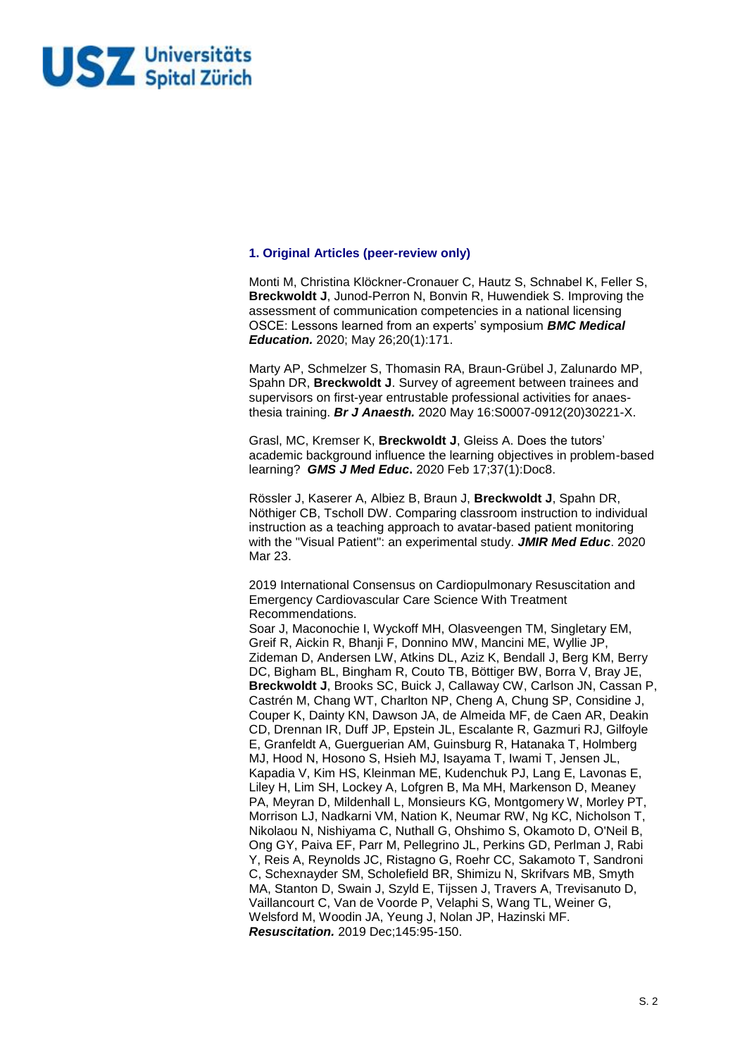### 1. Original Articles (peer-review only)

Monti M, Christina Klöckner-Cronauer C, Hautz S, Schnabel K, Feller S, **Breckwoldt J**, Junod-Perron N, Bonvin R, Huwendiek S. Improving the assessment of communication competencies in a national licensing OSCE: Lessons learned from an experts' symposium ***BMC Medical Education.*** 2020; May 26;20(1):171.

Marty AP, Schmelzer S, Thomasin RA, Braun-Grübel J, Zalunardo MP, Spahn DR, **Breckwoldt J**. Survey of agreement between trainees and supervisors on first-year entrustable professional activities for anaesthesia training. ***Br J Anaesth.*** 2020 May 16:S0007-0912(20)30221-X.

Grasl, MC, Kremser K, **Breckwoldt J**, Gleiss A. Does the tutors' academic background influence the learning objectives in problem-based learning? ***GMS J Med Educ*.** 2020 Feb 17;37(1):Doc8.

Rössler J, Kaserer A, Albiez B, Braun J, **Breckwoldt J**, Spahn DR, Nöthiger CB, Tscholl DW. Comparing classroom instruction to individual instruction as a teaching approach to avatar-based patient monitoring with the "Visual Patient": an experimental study. ***JMIR Med Educ***. 2020 Mar 23.

2019 International Consensus on Cardiopulmonary Resuscitation and Emergency Cardiovascular Care Science With Treatment Recommendations.
Soar J, Maconochie I, Wyckoff MH, Olasveengen TM, Singletary EM, Greif R, Aickin R, Bhanji F, Donnino MW, Mancini ME, Wyllie JP, Zideman D, Andersen LW, Atkins DL, Aziz K, Bendall J, Berg KM, Berry DC, Bigham BL, Bingham R, Couto TB, Böttiger BW, Borra V, Bray JE, **Breckwoldt J**, Brooks SC, Buick J, Callaway CW, Carlson JN, Cassan P, Castrén M, Chang WT, Charlton NP, Cheng A, Chung SP, Considine J, Couper K, Dainty KN, Dawson JA, de Almeida MF, de Caen AR, Deakin CD, Drennan IR, Duff JP, Epstein JL, Escalante R, Gazmuri RJ, Gilfoyle E, Granfeldt A, Guerguerian AM, Guinsburg R, Hatanaka T, Holmberg MJ, Hood N, Hosono S, Hsieh MJ, Isayama T, Iwami T, Jensen JL, Kapadia V, Kim HS, Kleinman ME, Kudenchuk PJ, Lang E, Lavonas E, Liley H, Lim SH, Lockey A, Lofgren B, Ma MH, Markenson D, Meaney PA, Meyran D, Mildenhall L, Monsieurs KG, Montgomery W, Morley PT, Morrison LJ, Nadkarni VM, Nation K, Neumar RW, Ng KC, Nicholson T, Nikolaou N, Nishiyama C, Nuthall G, Ohshimo S, Okamoto D, O'Neil B, Ong GY, Paiva EF, Parr M, Pellegrino JL, Perkins GD, Perlman J, Rabi Y, Reis A, Reynolds JC, Ristagno G, Roehr CC, Sakamoto T, Sandroni C, Schexnayder SM, Scholefield BR, Shimizu N, Skrifvars MB, Smyth MA, Stanton D, Swain J, Szyld E, Tijssen J, Travers A, Trevisanuto D, Vaillancourt C, Van de Voorde P, Velaphi S, Wang TL, Weiner G, Welsford M, Woodin JA, Yeung J, Nolan JP, Hazinski MF.
***Resuscitation.*** 2019 Dec;145:95-150.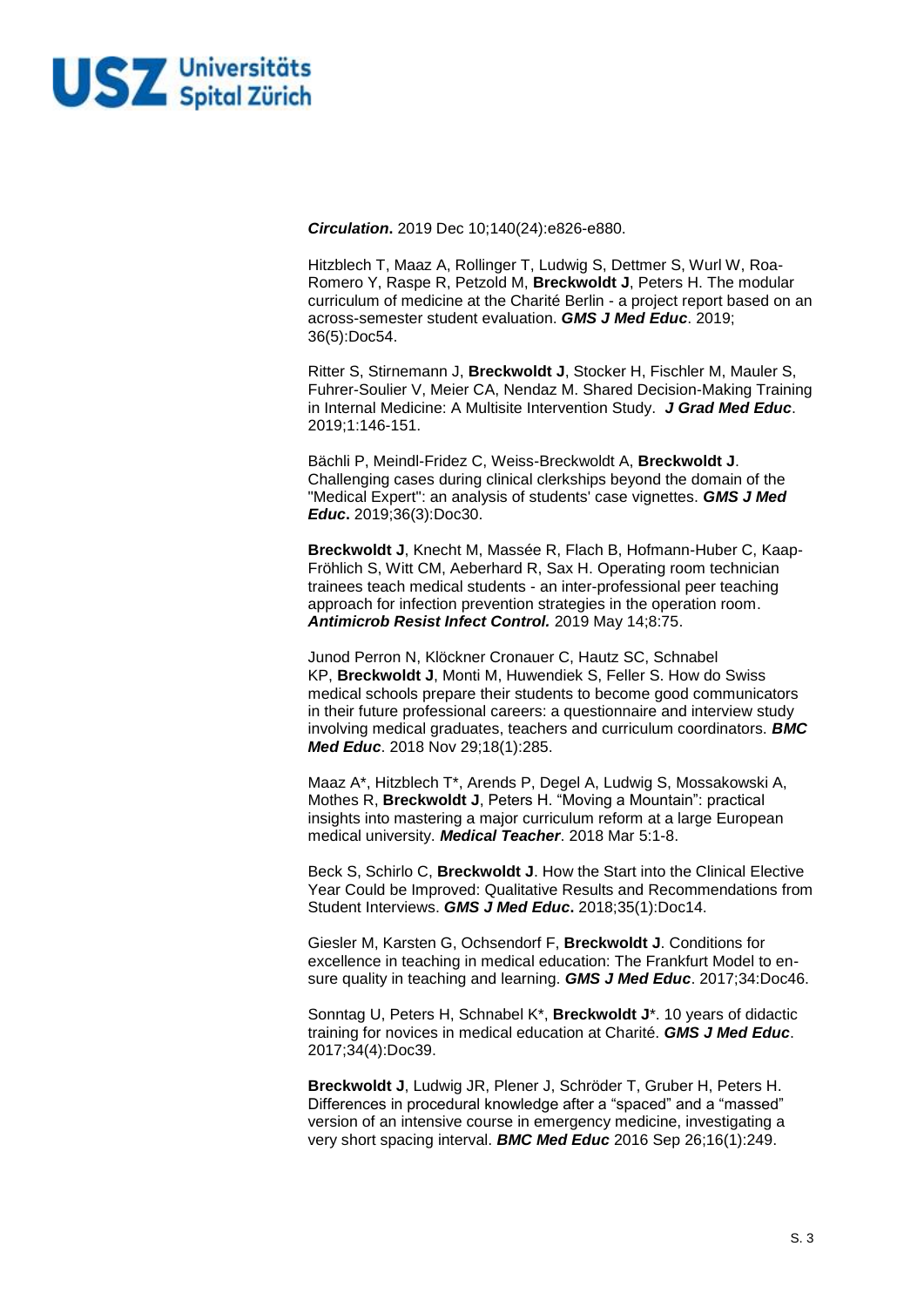***Circulation*.** 2019 Dec 10;140(24):e826-e880.

Hitzblech T, Maaz A, Rollinger T, Ludwig S, Dettmer S, Wurl W, Roa-Romero Y, Raspe R, Petzold M, **Breckwoldt J**, Peters H. The modular curriculum of medicine at the Charité Berlin - a project report based on an across-semester student evaluation. ***GMS J Med Educ***. 2019; 36(5):Doc54.

Ritter S, Stirnemann J, **Breckwoldt J**, Stocker H, Fischler M, Mauler S, Fuhrer-Soulier V, Meier CA, Nendaz M. Shared Decision-Making Training in Internal Medicine: A Multisite Intervention Study. ***J Grad Med Educ***. 2019;1:146-151.

Bächli P, Meindl-Fridez C, Weiss-Breckwoldt A, **Breckwoldt J**. Challenging cases during clinical clerkships beyond the domain of the "Medical Expert": an analysis of students' case vignettes. ***GMS J Med Educ*.** 2019;36(3):Doc30.

**Breckwoldt J**, Knecht M, Massée R, Flach B, Hofmann-Huber C, Kaap-Fröhlich S, Witt CM, Aeberhard R, Sax H. Operating room technician trainees teach medical students - an inter-professional peer teaching approach for infection prevention strategies in the operation room. ***Antimicrob Resist Infect Control.*** 2019 May 14;8:75.

Junod Perron N, Klöckner Cronauer C, Hautz SC, Schnabel KP, **Breckwoldt J**, Monti M, Huwendiek S, Feller S. How do Swiss medical schools prepare their students to become good communicators in their future professional careers: a questionnaire and interview study involving medical graduates, teachers and curriculum coordinators. ***BMC Med Educ***. 2018 Nov 29;18(1):285.

Maaz A*, Hitzblech T*, Arends P, Degel A, Ludwig S, Mossakowski A, Mothes R, **Breckwoldt J**, Peters H. "Moving a Mountain": practical insights into mastering a major curriculum reform at a large European medical university. ***Medical Teacher***. 2018 Mar 5:1-8.

Beck S, Schirlo C, **Breckwoldt J**. How the Start into the Clinical Elective Year Could be Improved: Qualitative Results and Recommendations from Student Interviews. ***GMS J Med Educ*.** 2018;35(1):Doc14.

Giesler M, Karsten G, Ochsendorf F, **Breckwoldt J**. Conditions for excellence in teaching in medical education: The Frankfurt Model to ensure quality in teaching and learning. ***GMS J Med Educ***. 2017;34:Doc46.

Sonntag U, Peters H, Schnabel K*, **Breckwoldt J***. 10 years of didactic training for novices in medical education at Charité. ***GMS J Med Educ***. 2017;34(4):Doc39.

**Breckwoldt J**, Ludwig JR, Plener J, Schröder T, Gruber H, Peters H. Differences in procedural knowledge after a "spaced" and a "massed" version of an intensive course in emergency medicine, investigating a very short spacing interval. ***BMC Med Educ*** 2016 Sep 26;16(1):249.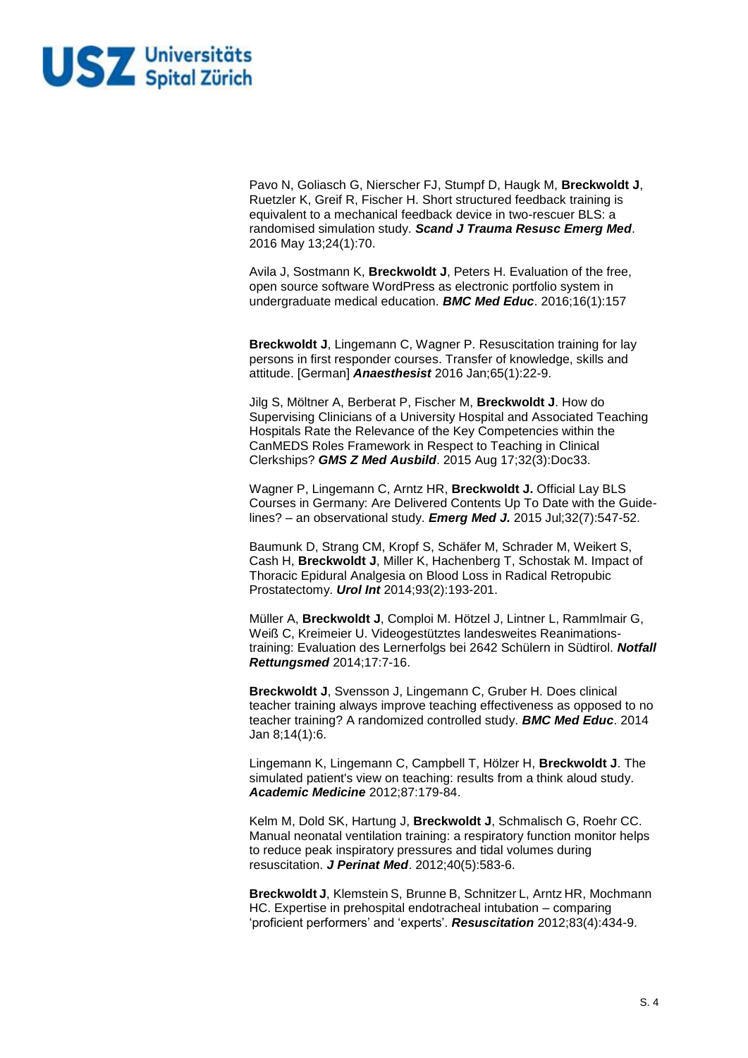Pavo N, Goliasch G, Nierscher FJ, Stumpf D, Haugk M, **Breckwoldt J**, Ruetzler K, Greif R, Fischer H. Short structured feedback training is equivalent to a mechanical feedback device in two-rescuer BLS: a randomised simulation study. ***Scand J Trauma Resusc Emerg Med***. 2016 May 13;24(1):70.

Avila J, Sostmann K, **Breckwoldt J**, Peters H. Evaluation of the free, open source software WordPress as electronic portfolio system in undergraduate medical education. ***BMC Med Educ***. 2016;16(1):157

**Breckwoldt J**, Lingemann C, Wagner P. Resuscitation training for lay persons in first responder courses. Transfer of knowledge, skills and attitude. [German] ***Anaesthesist*** 2016 Jan;65(1):22-9.

Jilg S, Möltner A, Berberat P, Fischer M, **Breckwoldt J**. How do Supervising Clinicians of a University Hospital and Associated Teaching Hospitals Rate the Relevance of the Key Competencies within the CanMEDS Roles Framework in Respect to Teaching in Clinical Clerkships? ***GMS Z Med Ausbild***. 2015 Aug 17;32(3):Doc33.

Wagner P, Lingemann C, Arntz HR, **Breckwoldt J.** Official Lay BLS Courses in Germany: Are Delivered Contents Up To Date with the Guide-lines? – an observational study. ***Emerg Med J.*** 2015 Jul;32(7):547-52.

Baumunk D, Strang CM, Kropf S, Schäfer M, Schrader M, Weikert S, Cash H, **Breckwoldt J**, Miller K, Hachenberg T, Schostak M. Impact of Thoracic Epidural Analgesia on Blood Loss in Radical Retropubic Prostatectomy. ***Urol Int*** 2014;93(2):193-201.

Müller A, **Breckwoldt J**, Comploi M. Hötzel J, Lintner L, Rammlmair G, Weiß C, Kreimeier U. Videogestütztes landesweites Reanimations-training: Evaluation des Lernerfolgs bei 2642 Schülern in Südtirol. ***Notfall Rettungsmed*** 2014;17:7-16.

**Breckwoldt J**, Svensson J, Lingemann C, Gruber H. Does clinical teacher training always improve teaching effectiveness as opposed to no teacher training? A randomized controlled study. ***BMC Med Educ***. 2014 Jan 8;14(1):6.

Lingemann K, Lingemann C, Campbell T, Hölzer H, **Breckwoldt J**. The simulated patient's view on teaching: results from a think aloud study. ***Academic Medicine*** 2012;87:179-84.

Kelm M, Dold SK, Hartung J, **Breckwoldt J**, Schmalisch G, Roehr CC. Manual neonatal ventilation training: a respiratory function monitor helps to reduce peak inspiratory pressures and tidal volumes during resuscitation. ***J Perinat Med***. 2012;40(5):583-6.

**Breckwoldt J**, Klemstein S, Brunne B, Schnitzer L, Arntz HR, Mochmann HC. Expertise in prehospital endotracheal intubation – comparing 'proficient performers' and 'experts'. ***Resuscitation*** 2012;83(4):434-9.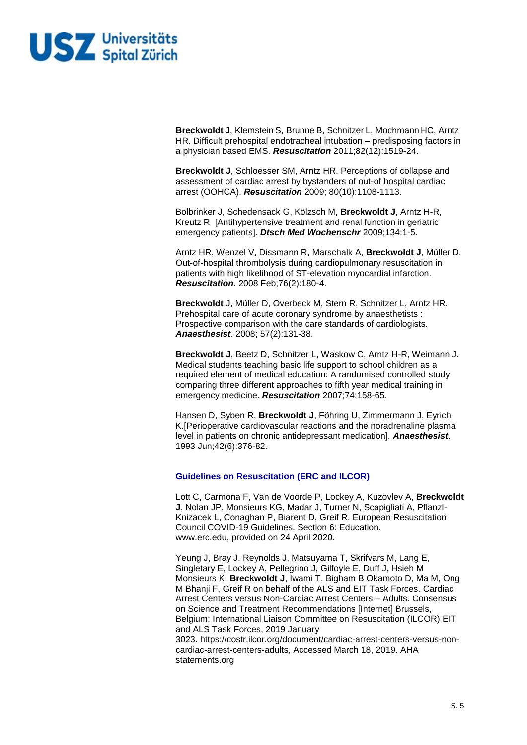**Breckwoldt J**, Klemstein S, Brunne B, Schnitzer L, Mochmann HC, Arntz HR. Difficult prehospital endotracheal intubation – predisposing factors in a physician based EMS. ***Resuscitation*** 2011;82(12):1519-24.

**Breckwoldt J**, Schloesser SM, Arntz HR. Perceptions of collapse and assessment of cardiac arrest by bystanders of out-of hospital cardiac arrest (OOHCA). ***Resuscitation*** 2009; 80(10):1108-1113.

Bolbrinker J, Schedensack G, Kölzsch M, **Breckwoldt J**, Arntz H-R, Kreutz R [Antihypertensive treatment and renal function in geriatric emergency patients]. ***Dtsch Med Wochenschr*** 2009;134:1-5.

Arntz HR, Wenzel V, Dissmann R, Marschalk A, **Breckwoldt J**, Müller D. Out-of-hospital thrombolysis during cardiopulmonary resuscitation in patients with high likelihood of ST-elevation myocardial infarction. ***Resuscitation***. 2008 Feb;76(2):180-4.

**Breckwoldt** J, Müller D, Overbeck M, Stern R, Schnitzer L, Arntz HR. Prehospital care of acute coronary syndrome by anaesthetists : Prospective comparison with the care standards of cardiologists. ***Anaesthesist***. 2008; 57(2):131-38.

**Breckwoldt J**, Beetz D, Schnitzer L, Waskow C, Arntz H-R, Weimann J. Medical students teaching basic life support to school children as a required element of medical education: A randomised controlled study comparing three different approaches to fifth year medical training in emergency medicine. ***Resuscitation*** 2007;74:158-65.

Hansen D, Syben R, **Breckwoldt J**, Föhring U, Zimmermann J, Eyrich K.[Perioperative cardiovascular reactions and the noradrenaline plasma level in patients on chronic antidepressant medication]. ***Anaesthesist***. 1993 Jun;42(6):376-82.

### Guidelines on Resuscitation (ERC and ILCOR)

Lott C, Carmona F, Van de Voorde P, Lockey A, Kuzovlev A, **Breckwoldt J**, Nolan JP, Monsieurs KG, Madar J, Turner N, Scapigliati A, Pflanzl-Knizacek L, Conaghan P, Biarent D, Greif R. European Resuscitation Council COVID-19 Guidelines. Section 6: Education. www.erc.edu, provided on 24 April 2020.

Yeung J, Bray J, Reynolds J, Matsuyama T, Skrifvars M, Lang E, Singletary E, Lockey A, Pellegrino J, Gilfoyle E, Duff J, Hsieh M Monsieurs K, **Breckwoldt J**, Iwami T, Bigham B Okamoto D, Ma M, Ong M Bhanji F, Greif R on behalf of the ALS and EIT Task Forces. Cardiac Arrest Centers versus Non-Cardiac Arrest Centers – Adults. Consensus on Science and Treatment Recommendations [Internet] Brussels, Belgium: International Liaison Committee on Resuscitation (ILCOR) EIT and ALS Task Forces, 2019 January 3023. https://costr.ilcor.org/document/cardiac-arrest-centers-versus-non-cardiac-arrest-centers-adults, Accessed March 18, 2019. AHA statements.org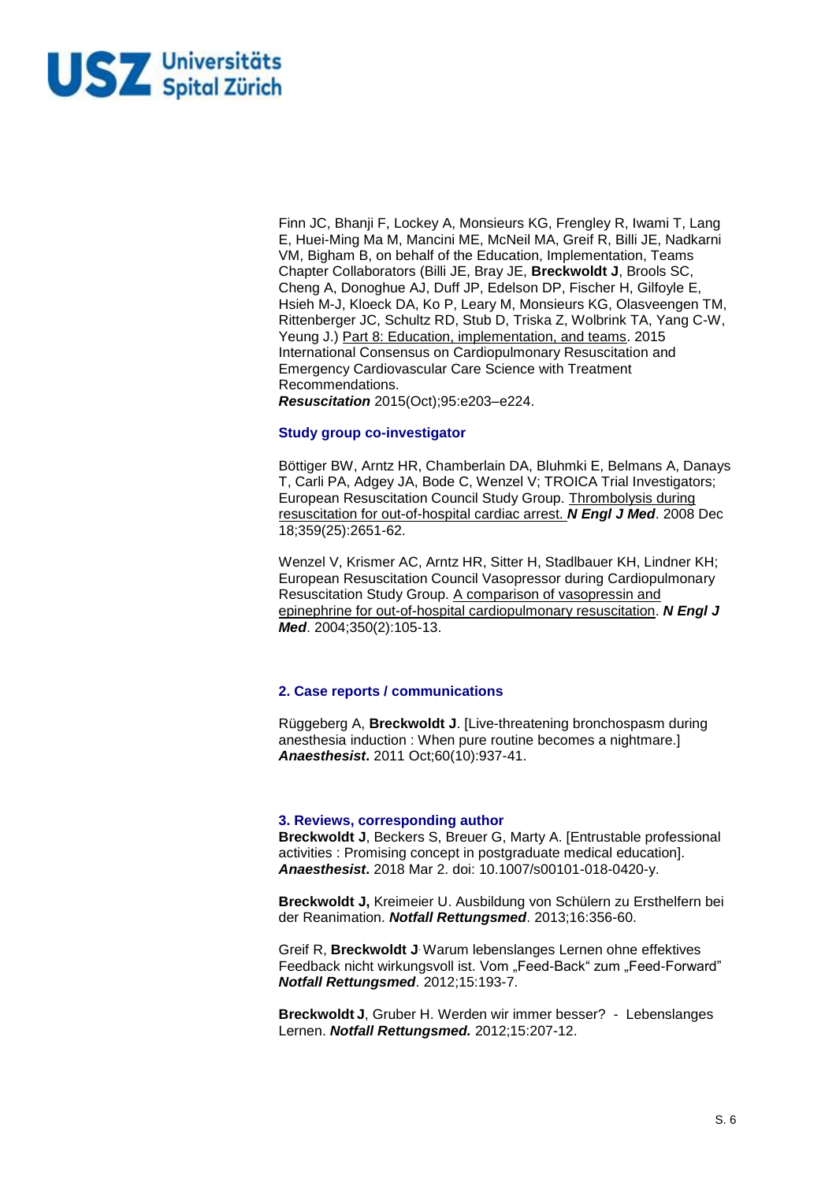Finn JC, Bhanji F, Lockey A, Monsieurs KG, Frengley R, Iwami T, Lang E, Huei-Ming Ma M, Mancini ME, McNeil MA, Greif R, Billi JE, Nadkarni VM, Bigham B, on behalf of the Education, Implementation, Teams Chapter Collaborators (Billi JE, Bray JE, **Breckwoldt J**, Brools SC, Cheng A, Donoghue AJ, Duff JP, Edelson DP, Fischer H, Gilfoyle E, Hsieh M-J, Kloeck DA, Ko P, Leary M, Monsieurs KG, Olasveengen TM, Rittenberger JC, Schultz RD, Stub D, Triska Z, Wolbrink TA, Yang C-W, Yeung J.) Part 8: Education, implementation, and teams. 2015 International Consensus on Cardiopulmonary Resuscitation and Emergency Cardiovascular Care Science with Treatment Recommendations.
***Resuscitation*** 2015(Oct);95:e203–e224.

### Study group co-investigator

Böttiger BW, Arntz HR, Chamberlain DA, Bluhmki E, Belmans A, Danays T, Carli PA, Adgey JA, Bode C, Wenzel V; TROICA Trial Investigators; European Resuscitation Council Study Group. Thrombolysis during resuscitation for out-of-hospital cardiac arrest. ***N Engl J Med***. 2008 Dec 18;359(25):2651-62.

Wenzel V, Krismer AC, Arntz HR, Sitter H, Stadlbauer KH, Lindner KH; European Resuscitation Council Vasopressor during Cardiopulmonary Resuscitation Study Group. A comparison of vasopressin and epinephrine for out-of-hospital cardiopulmonary resuscitation. ***N Engl J Med***. 2004;350(2):105-13.

## 2. Case reports / communications

Rüggeberg A, **Breckwoldt J**. [Live-threatening bronchospasm during anesthesia induction : When pure routine becomes a nightmare.] ***Anaesthesist*****.** 2011 Oct;60(10):937-41.

## 3. Reviews, corresponding author

**Breckwoldt J**, Beckers S, Breuer G, Marty A. [Entrustable professional activities : Promising concept in postgraduate medical education]. ***Anaesthesist*****.** 2018 Mar 2. doi: 10.1007/s00101-018-0420-y.

**Breckwoldt J,** Kreimeier U. Ausbildung von Schülern zu Ersthelfern bei der Reanimation. ***Notfall Rettungsmed***. 2013;16:356-60.

Greif R, **Breckwoldt J**. Warum lebenslanges Lernen ohne effektives Feedback nicht wirkungsvoll ist. Vom „Feed-Back" zum „Feed-Forward" ***Notfall Rettungsmed***. 2012;15:193-7.

**Breckwoldt J**, Gruber H. Werden wir immer besser? - Lebenslanges Lernen. ***Notfall Rettungsmed.*** 2012;15:207-12.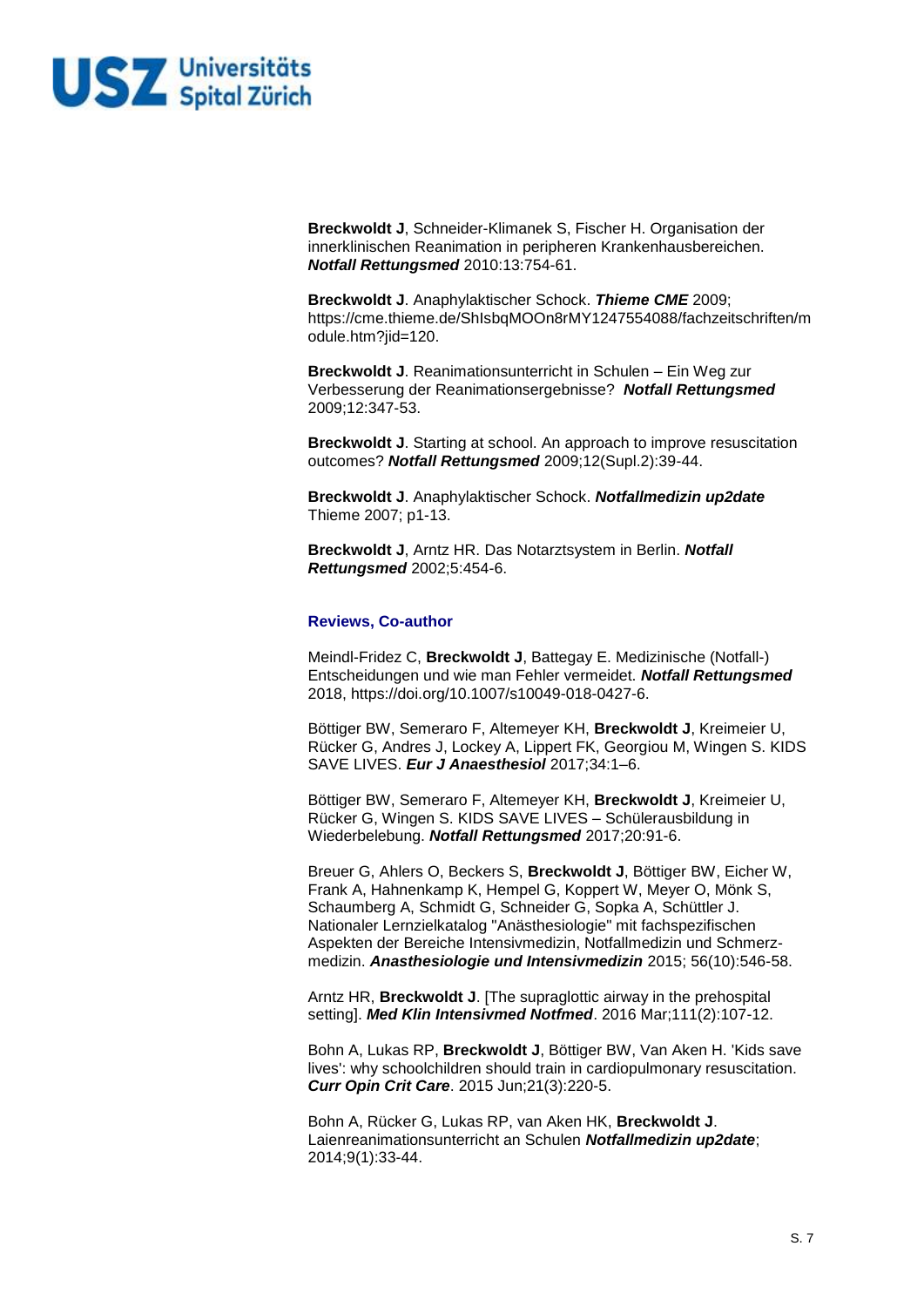**Breckwoldt J**, Schneider-Klimanek S, Fischer H. Organisation der innerklinischen Reanimation in peripheren Krankenhausbereichen. ***Notfall Rettungsmed*** 2010:13:754-61.

**Breckwoldt J**. Anaphylaktischer Schock. ***Thieme CME*** 2009; https://cme.thieme.de/ShIsbqMOOn8rMY1247554088/fachzeitschriften/module.htm?jid=120.

**Breckwoldt J**. Reanimationsunterricht in Schulen – Ein Weg zur Verbesserung der Reanimationsergebnisse? ***Notfall Rettungsmed*** 2009;12:347-53.

**Breckwoldt J**. Starting at school. An approach to improve resuscitation outcomes? ***Notfall Rettungsmed*** 2009;12(Supl.2):39-44.

**Breckwoldt J**. Anaphylaktischer Schock. ***Notfallmedizin up2date*** Thieme 2007; p1-13.

**Breckwoldt J**, Arntz HR. Das Notarztsystem in Berlin. ***Notfall Rettungsmed*** 2002;5:454-6.

### Reviews, Co-author

Meindl-Fridez C, **Breckwoldt J**, Battegay E. Medizinische (Notfall-) Entscheidungen und wie man Fehler vermeidet. ***Notfall Rettungsmed*** 2018, https://doi.org/10.1007/s10049-018-0427-6.

Böttiger BW, Semeraro F, Altemeyer KH, **Breckwoldt J**, Kreimeier U, Rücker G, Andres J, Lockey A, Lippert FK, Georgiou M, Wingen S. KIDS SAVE LIVES. ***Eur J Anaesthesiol*** 2017;34:1–6.

Böttiger BW, Semeraro F, Altemeyer KH, **Breckwoldt J**, Kreimeier U, Rücker G, Wingen S. KIDS SAVE LIVES – Schülerausbildung in Wiederbelebung. ***Notfall Rettungsmed*** 2017;20:91-6.

Breuer G, Ahlers O, Beckers S, **Breckwoldt J**, Böttiger BW, Eicher W, Frank A, Hahnenkamp K, Hempel G, Koppert W, Meyer O, Mönk S, Schaumberg A, Schmidt G, Schneider G, Sopka A, Schüttler J. Nationaler Lernzielkatalog "Anästhesiologie" mit fachspezifischen Aspekten der Bereiche Intensivmedizin, Notfallmedizin und Schmerzmedizin. ***Anasthesiologie und Intensivmedizin*** 2015; 56(10):546-58.

Arntz HR, **Breckwoldt J**. [The supraglottic airway in the prehospital setting]. ***Med Klin Intensivmed Notfmed***. 2016 Mar;111(2):107-12.

Bohn A, Lukas RP, **Breckwoldt J**, Böttiger BW, Van Aken H. 'Kids save lives': why schoolchildren should train in cardiopulmonary resuscitation. ***Curr Opin Crit Care***. 2015 Jun;21(3):220-5.

Bohn A, Rücker G, Lukas RP, van Aken HK, **Breckwoldt J**. Laienreanimationsunterricht an Schulen ***Notfallmedizin up2date***; 2014;9(1):33-44.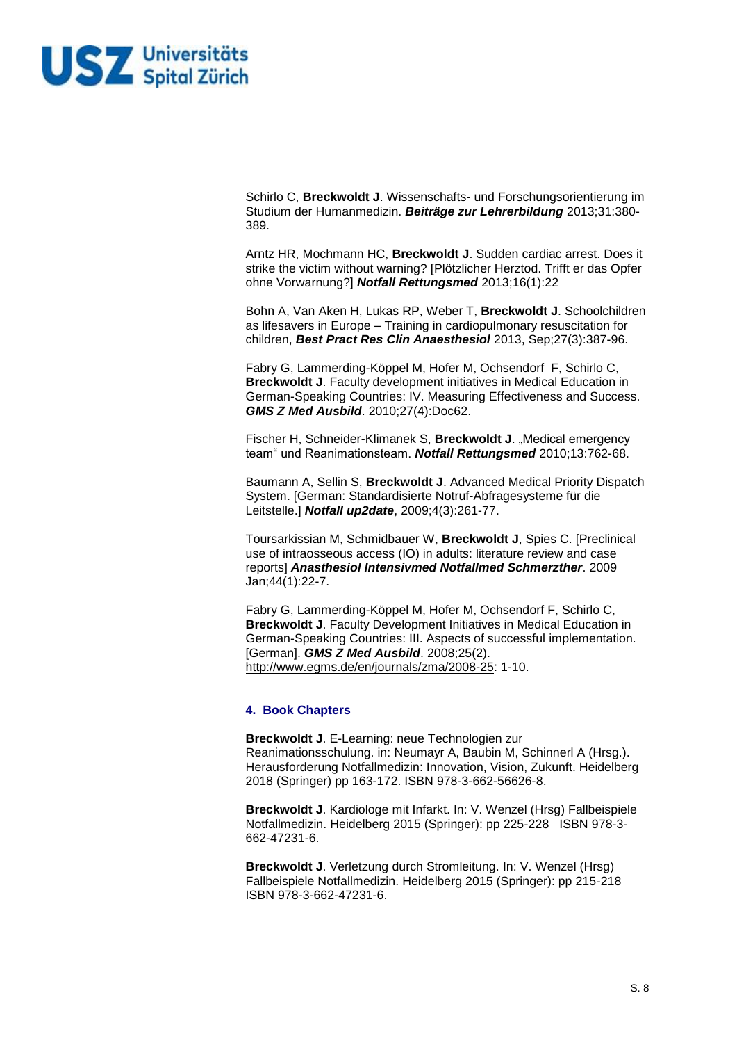Schirlo C, **Breckwoldt J**. Wissenschafts- und Forschungsorientierung im Studium der Humanmedizin. ***Beiträge zur Lehrerbildung*** 2013;31:380-389.

Arntz HR, Mochmann HC, **Breckwoldt J**. Sudden cardiac arrest. Does it strike the victim without warning? [Plötzlicher Herztod. Trifft er das Opfer ohne Vorwarnung?] ***Notfall Rettungsmed*** 2013;16(1):22

Bohn A, Van Aken H, Lukas RP, Weber T, **Breckwoldt J**. Schoolchildren as lifesavers in Europe – Training in cardiopulmonary resuscitation for children, ***Best Pract Res Clin Anaesthesiol*** 2013, Sep;27(3):387-96.

Fabry G, Lammerding-Köppel M, Hofer M, Ochsendorf F, Schirlo C, **Breckwoldt J**. Faculty development initiatives in Medical Education in German-Speaking Countries: IV. Measuring Effectiveness and Success. ***GMS Z Med Ausbild***. 2010;27(4):Doc62.

Fischer H, Schneider-Klimanek S, **Breckwoldt J**. „Medical emergency team" und Reanimationsteam. ***Notfall Rettungsmed*** 2010;13:762-68.

Baumann A, Sellin S, **Breckwoldt J**. Advanced Medical Priority Dispatch System. [German: Standardisierte Notruf-Abfragesysteme für die Leitstelle.] ***Notfall up2date***, 2009;4(3):261-77.

Toursarkissian M, Schmidbauer W, **Breckwoldt J**, Spies C. [Preclinical use of intraosseous access (IO) in adults: literature review and case reports] ***Anasthesiol Intensivmed Notfallmed Schmerzther***. 2009 Jan;44(1):22-7.

Fabry G, Lammerding-Köppel M, Hofer M, Ochsendorf F, Schirlo C, **Breckwoldt J**. Faculty Development Initiatives in Medical Education in German-Speaking Countries: III. Aspects of successful implementation. [German]. ***GMS Z Med Ausbild***. 2008;25(2). http://www.egms.de/en/journals/zma/2008-25: 1-10.

## 4. Book Chapters

**Breckwoldt J**. E-Learning: neue Technologien zur Reanimationsschulung. in: Neumayr A, Baubin M, Schinnerl A (Hrsg.). Herausforderung Notfallmedizin: Innovation, Vision, Zukunft. Heidelberg 2018 (Springer) pp 163-172. ISBN 978-3-662-56626-8.

**Breckwoldt J**. Kardiologe mit Infarkt. In: V. Wenzel (Hrsg) Fallbeispiele Notfallmedizin. Heidelberg 2015 (Springer): pp 225-228 ISBN 978-3-662-47231-6.

**Breckwoldt J**. Verletzung durch Stromleitung. In: V. Wenzel (Hrsg) Fallbeispiele Notfallmedizin. Heidelberg 2015 (Springer): pp 215-218 ISBN 978-3-662-47231-6.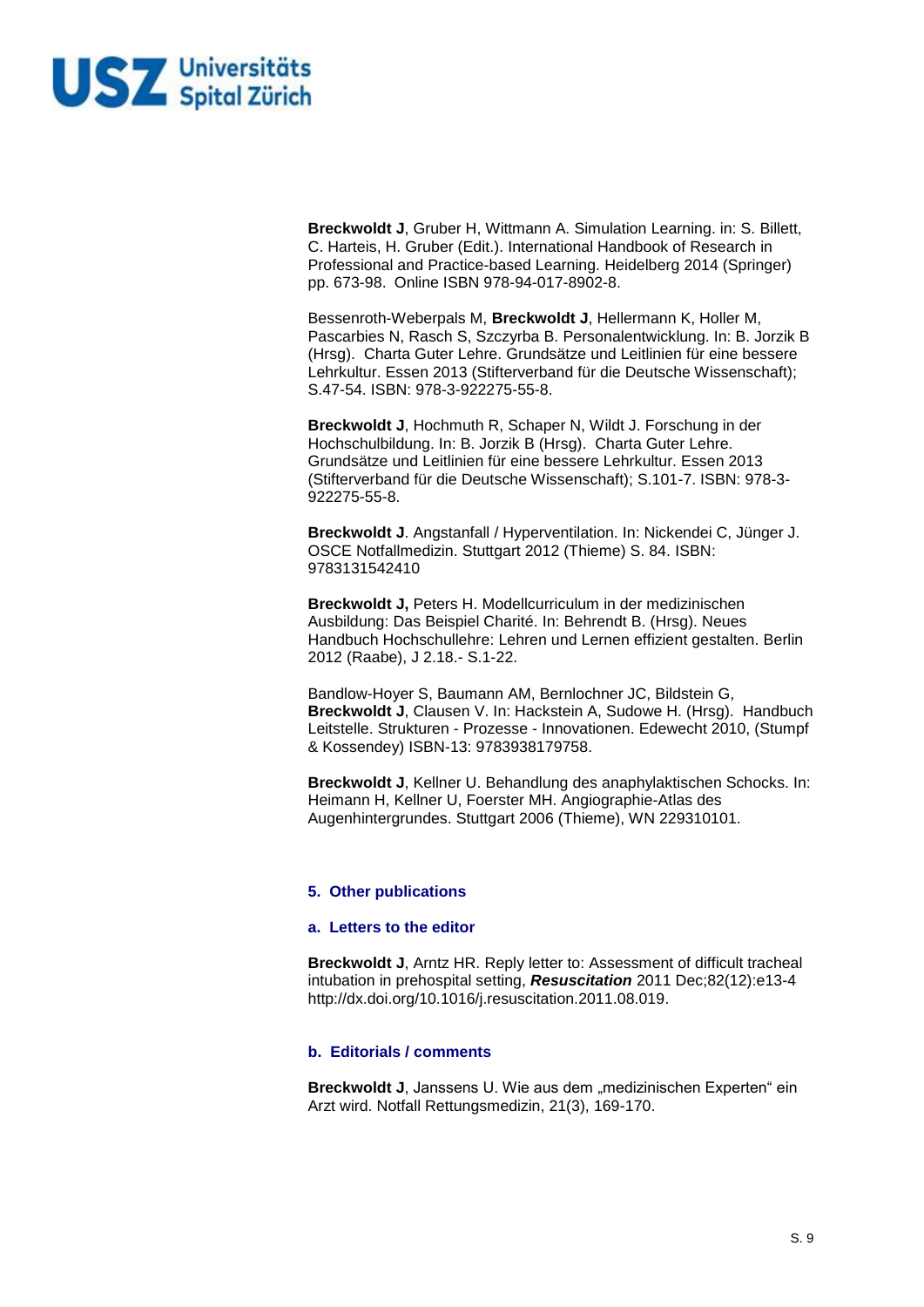**Breckwoldt J**, Gruber H, Wittmann A. Simulation Learning. in: S. Billett, C. Harteis, H. Gruber (Edit.). International Handbook of Research in Professional and Practice-based Learning. Heidelberg 2014 (Springer) pp. 673-98. Online ISBN 978-94-017-8902-8.

Bessenroth-Weberpals M, **Breckwoldt J**, Hellermann K, Holler M, Pascarbies N, Rasch S, Szczyrba B. Personalentwicklung. In: B. Jorzik B (Hrsg). Charta Guter Lehre. Grundsätze und Leitlinien für eine bessere Lehrkultur. Essen 2013 (Stifterverband für die Deutsche Wissenschaft); S.47-54. ISBN: 978-3-922275-55-8.

**Breckwoldt J**, Hochmuth R, Schaper N, Wildt J. Forschung in der Hochschulbildung. In: B. Jorzik B (Hrsg). Charta Guter Lehre. Grundsätze und Leitlinien für eine bessere Lehrkultur. Essen 2013 (Stifterverband für die Deutsche Wissenschaft); S.101-7. ISBN: 978-3-922275-55-8.

**Breckwoldt J**. Angstanfall / Hyperventilation. In: Nickendei C, Jünger J. OSCE Notfallmedizin. Stuttgart 2012 (Thieme) S. 84. ISBN: 9783131542410

**Breckwoldt J,** Peters H. Modellcurriculum in der medizinischen Ausbildung: Das Beispiel Charité. In: Behrendt B. (Hrsg). Neues Handbuch Hochschullehre: Lehren und Lernen effizient gestalten. Berlin 2012 (Raabe), J 2.18.- S.1-22.

Bandlow-Hoyer S, Baumann AM, Bernlochner JC, Bildstein G, **Breckwoldt J**, Clausen V. In: Hackstein A, Sudowe H. (Hrsg). Handbuch Leitstelle. Strukturen - Prozesse - Innovationen. Edewecht 2010, (Stumpf & Kossendey) ISBN-13: 9783938179758.

**Breckwoldt J**, Kellner U. Behandlung des anaphylaktischen Schocks. In: Heimann H, Kellner U, Foerster MH. Angiographie-Atlas des Augenhintergrundes. Stuttgart 2006 (Thieme), WN 229310101.

## 5. Other publications

### a. Letters to the editor

**Breckwoldt J**, Arntz HR. Reply letter to: Assessment of difficult tracheal intubation in prehospital setting, ***Resuscitation*** 2011 Dec;82(12):e13-4 http://dx.doi.org/10.1016/j.resuscitation.2011.08.019.

### b. Editorials / comments

**Breckwoldt J**, Janssens U. Wie aus dem „medizinischen Experten" ein Arzt wird. Notfall Rettungsmedizin, 21(3), 169-170.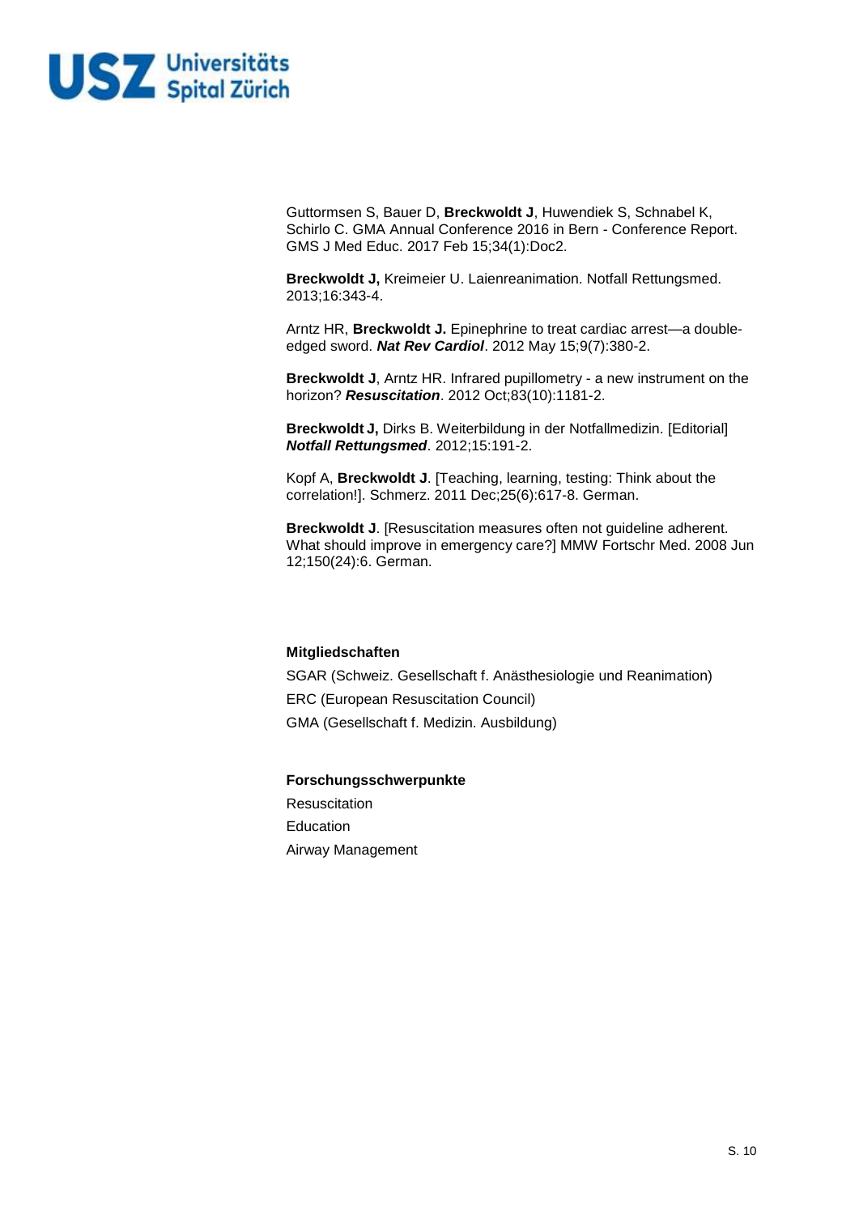Guttormsen S, Bauer D, **Breckwoldt J**, Huwendiek S, Schnabel K, Schirlo C. GMA Annual Conference 2016 in Bern - Conference Report. GMS J Med Educ. 2017 Feb 15;34(1):Doc2.

**Breckwoldt J,** Kreimeier U. Laienreanimation. Notfall Rettungsmed. 2013;16:343-4.

Arntz HR, **Breckwoldt J.** Epinephrine to treat cardiac arrest—a double-edged sword. ***Nat Rev Cardiol***. 2012 May 15;9(7):380-2.

**Breckwoldt J**, Arntz HR. Infrared pupillometry - a new instrument on the horizon? ***Resuscitation***. 2012 Oct;83(10):1181-2.

**Breckwoldt J,** Dirks B. Weiterbildung in der Notfallmedizin. [Editorial] ***Notfall Rettungsmed***. 2012;15:191-2.

Kopf A, **Breckwoldt J**. [Teaching, learning, testing: Think about the correlation!]. Schmerz. 2011 Dec;25(6):617-8. German.

**Breckwoldt J**. [Resuscitation measures often not guideline adherent. What should improve in emergency care?] MMW Fortschr Med. 2008 Jun 12;150(24):6. German.

**Mitgliedschaften**

SGAR (Schweiz. Gesellschaft f. Anästhesiologie und Reanimation)
ERC (European Resuscitation Council)
GMA (Gesellschaft f. Medizin. Ausbildung)

**Forschungsschwerpunkte**

Resuscitation
Education
Airway Management